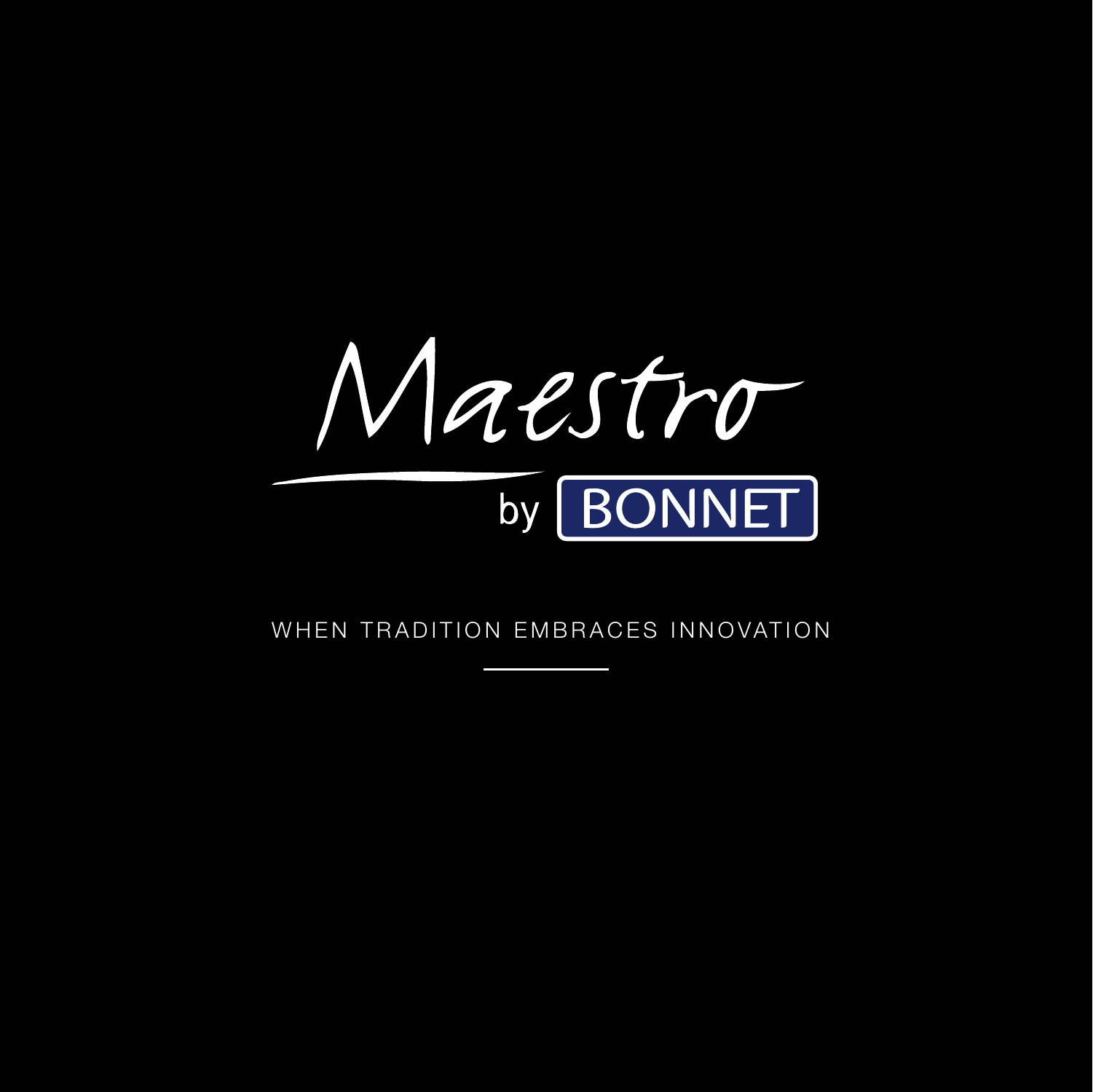# Maestro

by BONNET

WHEN TRADITION EMBRACES INNOVATION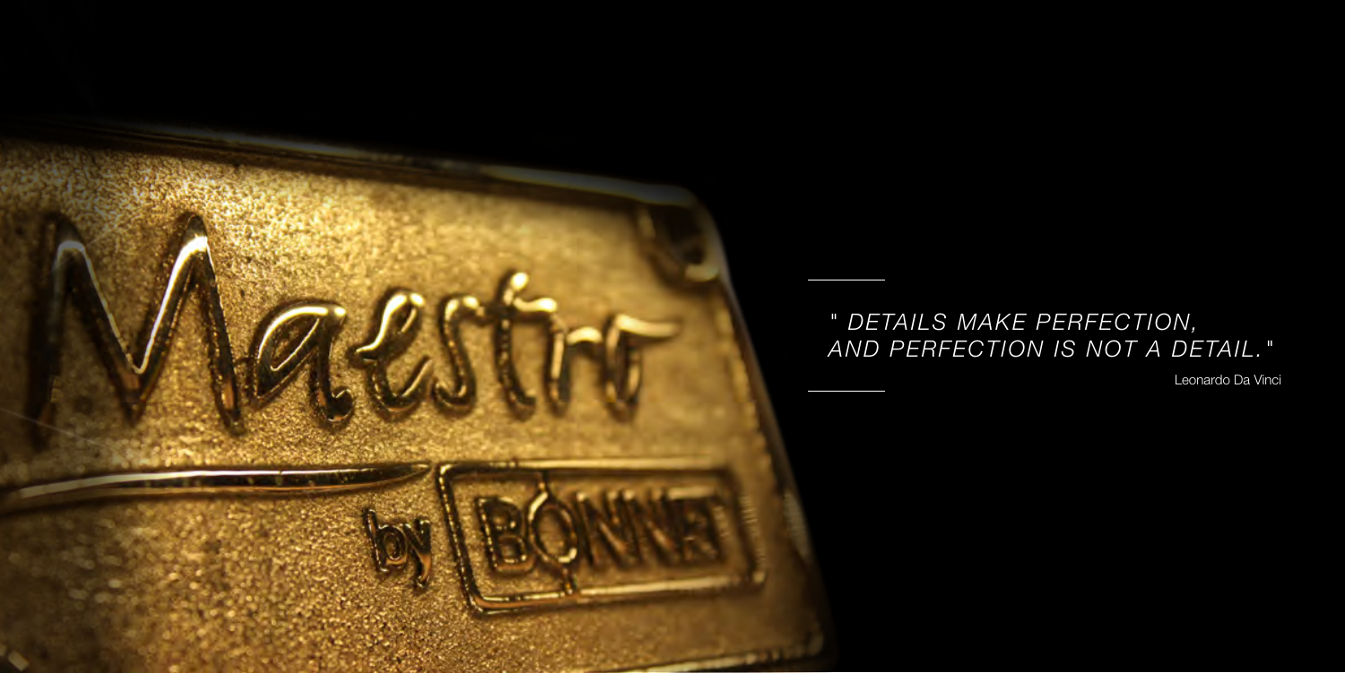*" DETAILS MAKE PERFECTION, AND PERFECTION IS NOT A DETAIL."*

Leonardo Da Vinci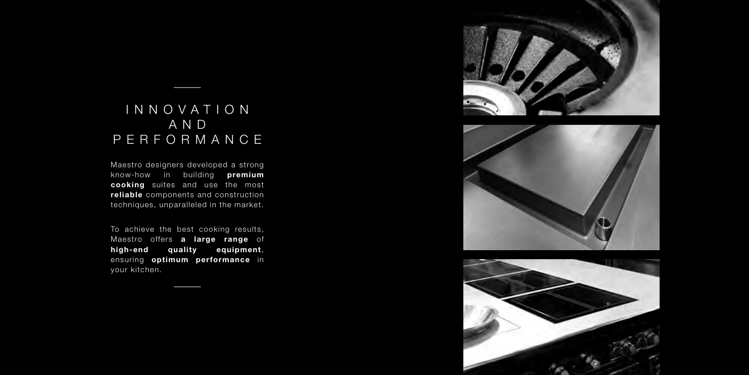# INNOVATION AND PERFORMANCE

Maestro designers developed a strong know-how in building **premium cooking** suites and use the most **reliable** components and construction techniques, unparalleled in the market.

To achieve the best cooking results, Maestro offers **a large range** of **high-end quality equipment**, ensuring **optimum performance** in your kitchen.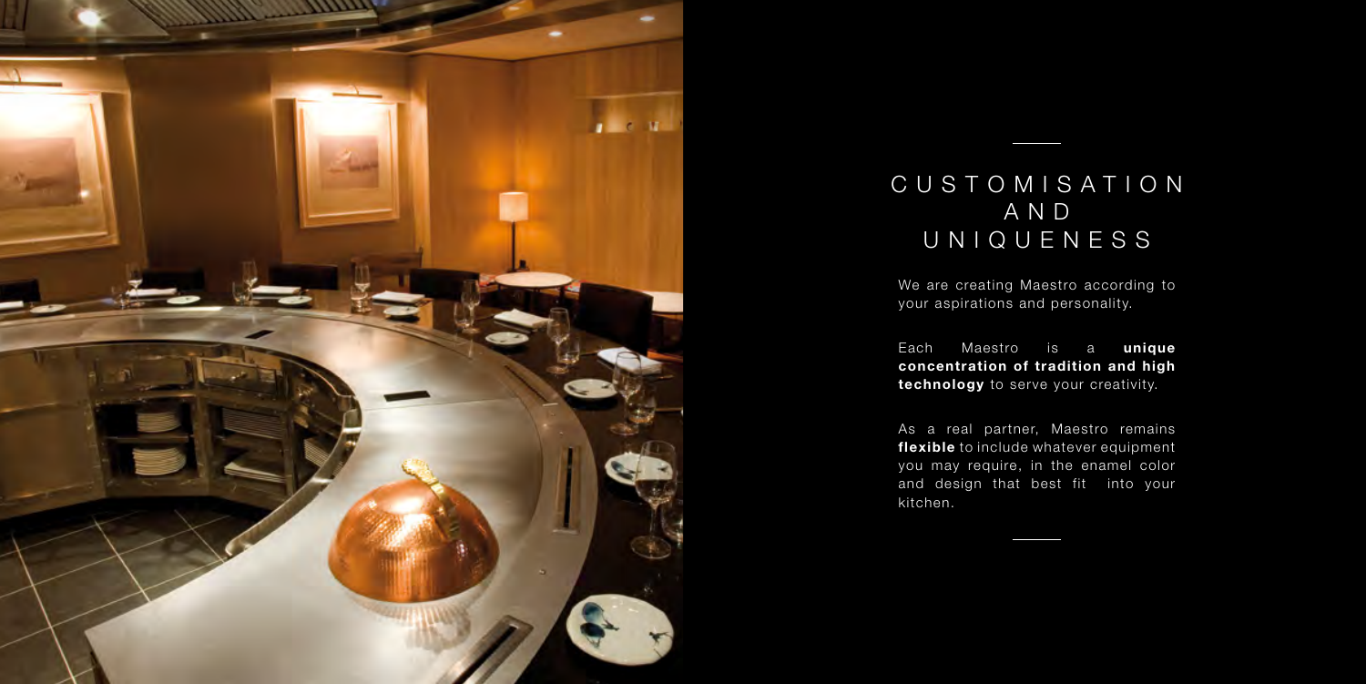# CUSTOMISATION AND UNIQUENESS

We are creating Maestro according to your aspirations and personality.

Each Maestro is a **unique concentration of tradition and high technology** to serve your creativity.

As a real partner, Maestro remains **flexible** to include whatever equipment you may require, in the enamel color and design that best fit into your kitchen.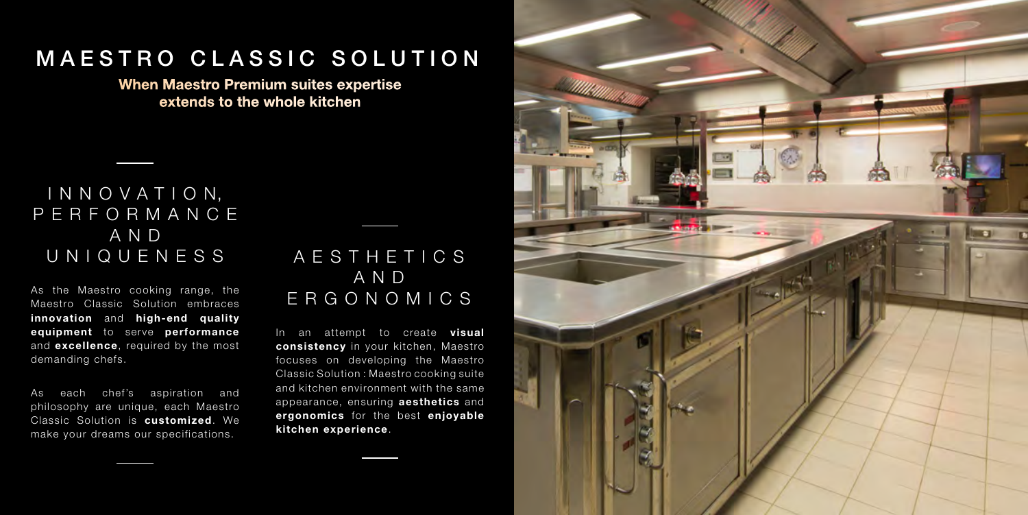# MAESTRO CLASSIC SOLUTION

**When Maestro Premium suites expertise extends to the whole kitchen**

## INNOVATION, PERFORMANCE AND UNIQUENESS

As the Maestro cooking range, the Maestro Classic Solution embraces **innovation** and **high-end quality equipment** to serve **performance** and **excellence**, required by the most demanding chefs.

As each chef's aspiration and philosophy are unique, each Maestro Classic Solution is **customized**. We make your dreams our specifications.

## AESTHETICS AND ERGONOMICS

In an attempt to create **visual consistency** in your kitchen, Maestro focuses on developing the Maestro Classic Solution : Maestro cooking suite and kitchen environment with the same appearance, ensuring **aesthetics** and **ergonomics** for the best **enjoyable kitchen experience**.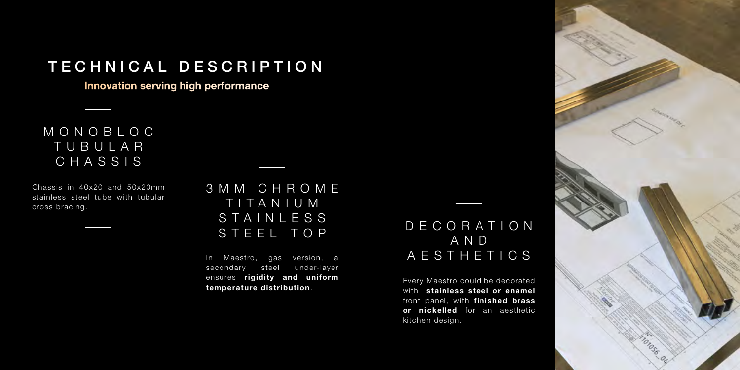# TECHNICAL DESCRIPTION

**Innovation serving high performance**

## MONOBLOC TUBULAR CHASSIS

Chassis in 40x20 and 50x20mm stainless steel tube with tubular cross bracing.

## 3MM CHROME TITANIUM STAINLESS STEEL TOP

In Maestro, gas version, a secondary steel under-layer ensures **rigidity and uniform temperature distribution**.

## DECORATION AND AESTHETICS

Every Maestro could be decorated with **stainless steel or enamel** front panel, with **finished brass or nickelled** for an aesthetic kitchen design.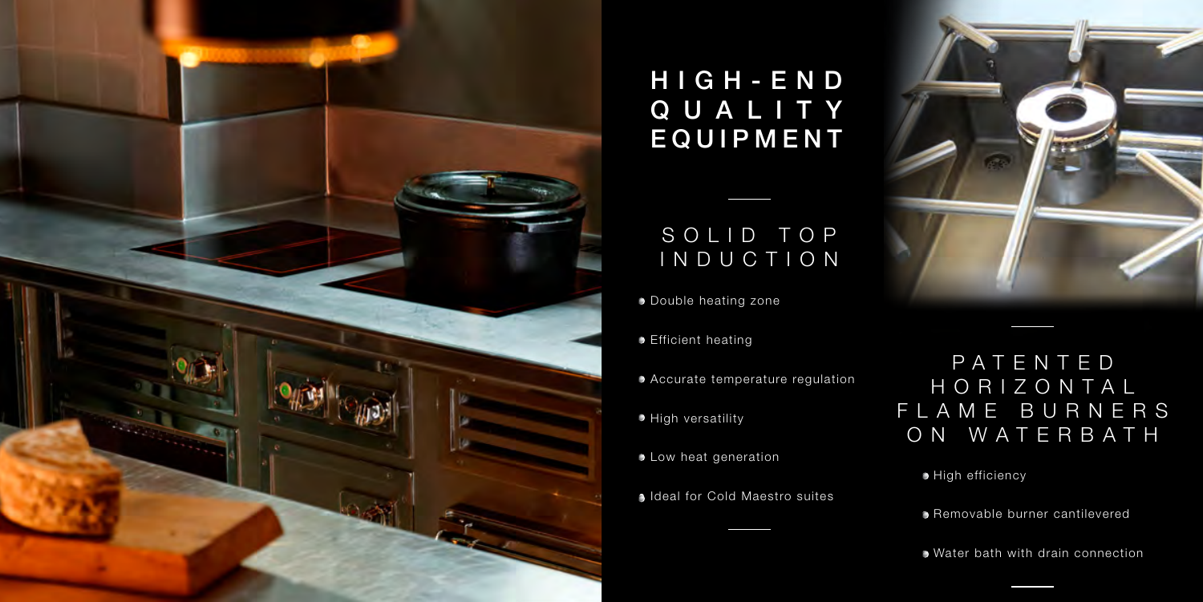# HIGH-END QUALITY EQUIPMENT

## SOLID TOP INDUCTION

- Double heating zone
- Efficient heating
- Accurate temperature regulation
- High versatility
- Low heat generation
- Ideal for Cold Maestro suites

## PATENTED HORIZONTAL FLAME BURNERS ON WATERBATH

- High efficiency
- Removable burner cantilevered
- Water bath with drain connection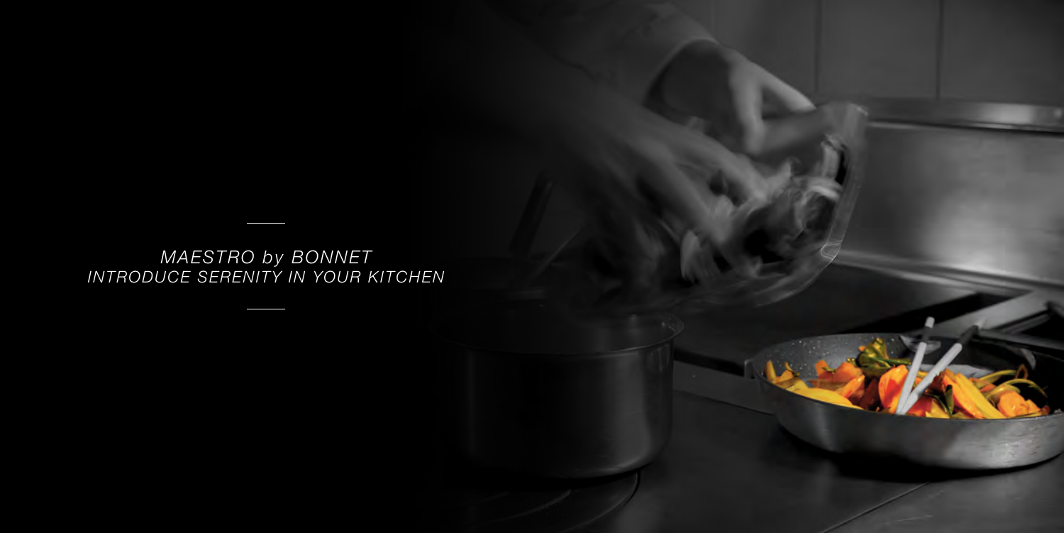*MAESTRO by BONNET*
*INTRODUCE SERENITY IN YOUR KITCHEN*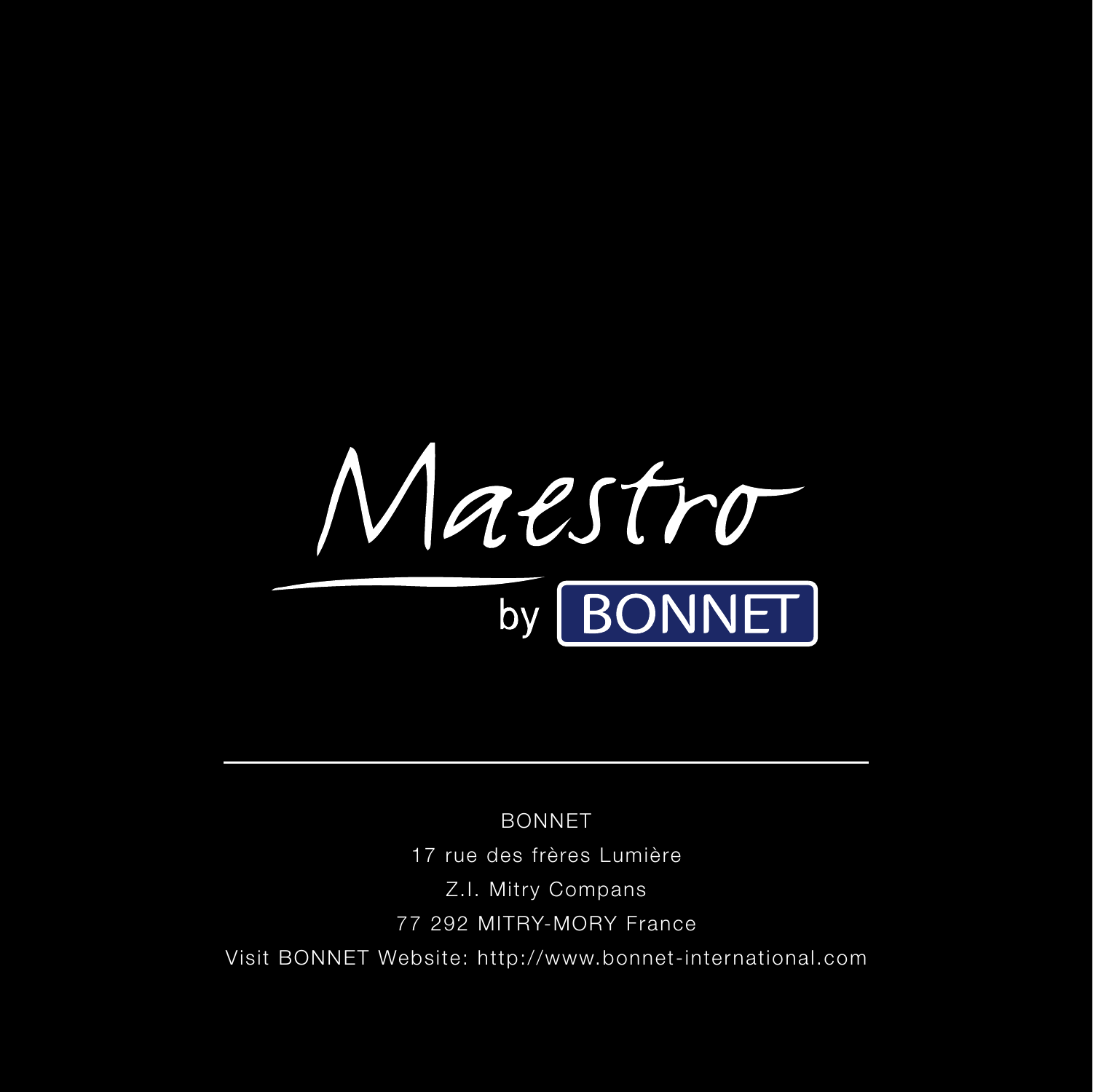Maestro

by BONNET

BONNET

17 rue des frères Lumière

Z.I. Mitry Compans

77 292 MITRY-MORY France

Visit BONNET Website: http://www.bonnet-international.com